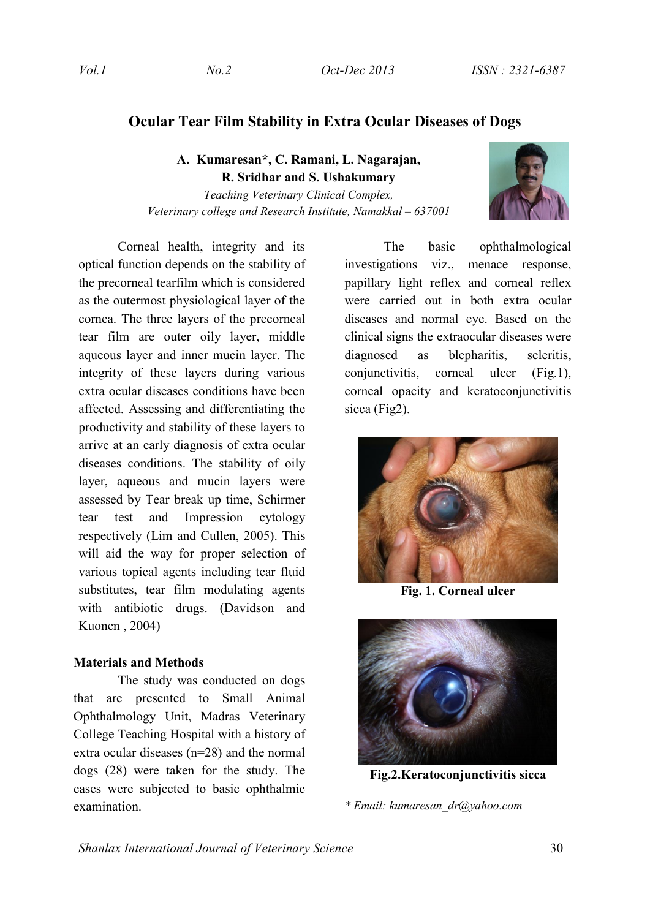# Ocular Tear Film Stability in Extra Ocular Diseases of Dogs

**A. Kumaresan*, C. Ramani, L. Nagarajan, R. Sridhar and S. Ushakumary**

*Teaching Veterinary Clinical Complex, Veterinary college and Research Institute, Namakkal – 637001*

Corneal health, integrity and its optical function depends on the stability of the precorneal tearfilm which is considered as the outermost physiological layer of the cornea. The three layers of the precorneal tear film are outer oily layer, middle aqueous layer and inner mucin layer. The integrity of these layers during various extra ocular diseases conditions have been affected. Assessing and differentiating the productivity and stability of these layers to arrive at an early diagnosis of extra ocular diseases conditions. The stability of oily layer, aqueous and mucin layers were assessed by Tear break up time, Schirmer tear test and Impression cytology respectively (Lim and Cullen, 2005). This will aid the way for proper selection of various topical agents including tear fluid substitutes, tear film modulating agents with antibiotic drugs. (Davidson and Kuonen , 2004)

## Materials and Methods

The study was conducted on dogs that are presented to Small Animal Ophthalmology Unit, Madras Veterinary College Teaching Hospital with a history of extra ocular diseases (n=28) and the normal dogs (28) were taken for the study. The cases were subjected to basic ophthalmic examination.

The basic ophthalmological investigations viz., menace response, papillary light reflex and corneal reflex were carried out in both extra ocular diseases and normal eye. Based on the clinical signs the extraocular diseases were diagnosed as blepharitis, scleritis, conjunctivitis, corneal ulcer (Fig.1), corneal opacity and keratoconjunctivitis sicca (Fig2).

**Fig. 1. Corneal ulcer**

**Fig.2.Keratoconjunctivitis sicca**

* Email: kumaresan_dr@yahoo.com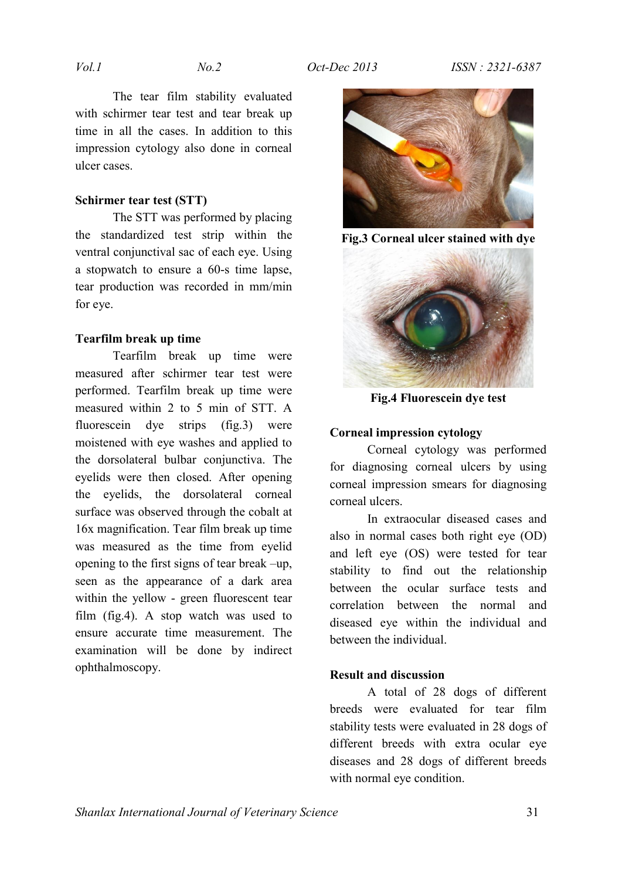The tear film stability evaluated with schirmer tear test and tear break up time in all the cases. In addition to this impression cytology also done in corneal ulcer cases.

**Schirmer tear test (STT)**

The STT was performed by placing the standardized test strip within the ventral conjunctival sac of each eye. Using a stopwatch to ensure a 60-s time lapse, tear production was recorded in mm/min for eye.

**Tearfilm break up time**

Tearfilm break up time were measured after schirmer tear test were performed. Tearfilm break up time were measured within 2 to 5 min of STT. A fluorescein dye strips (fig.3) were moistened with eye washes and applied to the dorsolateral bulbar conjunctiva. The eyelids were then closed. After opening the eyelids, the dorsolateral corneal surface was observed through the cobalt at 16x magnification. Tear film break up time was measured as the time from eyelid opening to the first signs of tear break –up, seen as the appearance of a dark area within the yellow - green fluorescent tear film (fig.4). A stop watch was used to ensure accurate time measurement. The examination will be done by indirect ophthalmoscopy.

**Fig.3 Corneal ulcer stained with dye**

**Fig.4 Fluorescein dye test**

**Corneal impression cytology**

Corneal cytology was performed for diagnosing corneal ulcers by using corneal impression smears for diagnosing corneal ulcers.

In extraocular diseased cases and also in normal cases both right eye (OD) and left eye (OS) were tested for tear stability to find out the relationship between the ocular surface tests and correlation between the normal and diseased eye within the individual and between the individual.

**Result and discussion**

A total of 28 dogs of different breeds were evaluated for tear film stability tests were evaluated in 28 dogs of different breeds with extra ocular eye diseases and 28 dogs of different breeds with normal eye condition.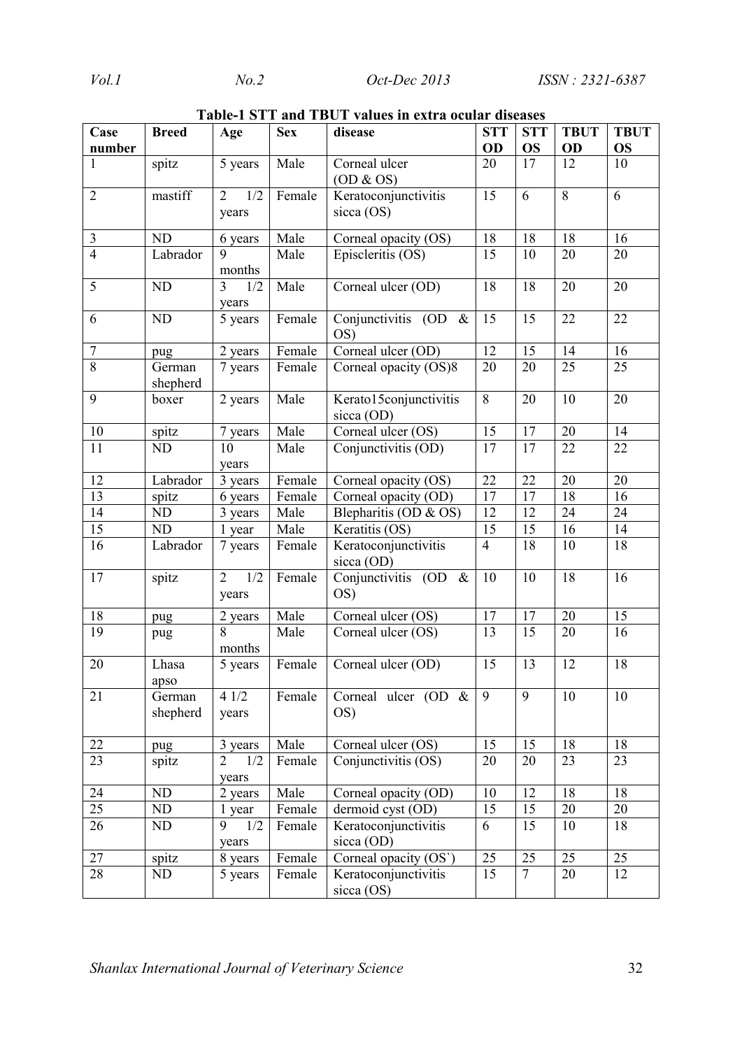**Table-1 STT and TBUT values in extra ocular diseases**

| Case number | Breed | Age | Sex | disease | STT OD | STT OS | TBUT OD | TBUT OS |
|---|---|---|---|---|---|---|---|---|
| 1 | spitz | 5 years | Male | Corneal ulcer (OD & OS) | 20 | 17 | 12 | 10 |
| 2 | mastiff | 2 1/2 years | Female | Keratoconjunctivitis sicca (OS) | 15 | 6 | 8 | 6 |
| 3 | ND | 6 years | Male | Corneal opacity (OS) | 18 | 18 | 18 | 16 |
| 4 | Labrador | 9 months | Male | Episcleritis (OS) | 15 | 10 | 20 | 20 |
| 5 | ND | 3 1/2 years | Male | Corneal ulcer (OD) | 18 | 18 | 20 | 20 |
| 6 | ND | 5 years | Female | Conjunctivitis (OD & OS) | 15 | 15 | 22 | 22 |
| 7 | pug | 2 years | Female | Corneal ulcer (OD) | 12 | 15 | 14 | 16 |
| 8 | German shepherd | 7 years | Female | Corneal opacity (OS)8 | 20 | 20 | 25 | 25 |
| 9 | boxer | 2 years | Male | Kerato15conjunctivitis sicca (OD) | 8 | 20 | 10 | 20 |
| 10 | spitz | 7 years | Male | Corneal ulcer (OS) | 15 | 17 | 20 | 14 |
| 11 | ND | 10 years | Male | Conjunctivitis (OD) | 17 | 17 | 22 | 22 |
| 12 | Labrador | 3 years | Female | Corneal opacity (OS) | 22 | 22 | 20 | 20 |
| 13 | spitz | 6 years | Female | Corneal opacity (OD) | 17 | 17 | 18 | 16 |
| 14 | ND | 3 years | Male | Blepharitis (OD & OS) | 12 | 12 | 24 | 24 |
| 15 | ND | 1 year | Male | Keratitis (OS) | 15 | 15 | 16 | 14 |
| 16 | Labrador | 7 years | Female | Keratoconjunctivitis sicca (OD) | 4 | 18 | 10 | 18 |
| 17 | spitz | 2 1/2 years | Female | Conjunctivitis (OD & OS) | 10 | 10 | 18 | 16 |
| 18 | pug | 2 years | Male | Corneal ulcer (OS) | 17 | 17 | 20 | 15 |
| 19 | pug | 8 months | Male | Corneal ulcer (OS) | 13 | 15 | 20 | 16 |
| 20 | Lhasa apso | 5 years | Female | Corneal ulcer (OD) | 15 | 13 | 12 | 18 |
| 21 | German shepherd | 4 1/2 years | Female | Corneal ulcer (OD & OS) | 9 | 9 | 10 | 10 |
| 22 | pug | 3 years | Male | Corneal ulcer (OS) | 15 | 15 | 18 | 18 |
| 23 | spitz | 2 1/2 years | Female | Conjunctivitis (OS) | 20 | 20 | 23 | 23 |
| 24 | ND | 2 years | Male | Corneal opacity (OD) | 10 | 12 | 18 | 18 |
| 25 | ND | 1 year | Female | dermoid cyst (OD) | 15 | 15 | 20 | 20 |
| 26 | ND | 9 1/2 years | Female | Keratoconjunctivitis sicca (OD) | 6 | 15 | 10 | 18 |
| 27 | spitz | 8 years | Female | Corneal opacity (OS`) | 25 | 25 | 25 | 25 |
| 28 | ND | 5 years | Female | Keratoconjunctivitis sicca (OS) | 15 | 7 | 20 | 12 |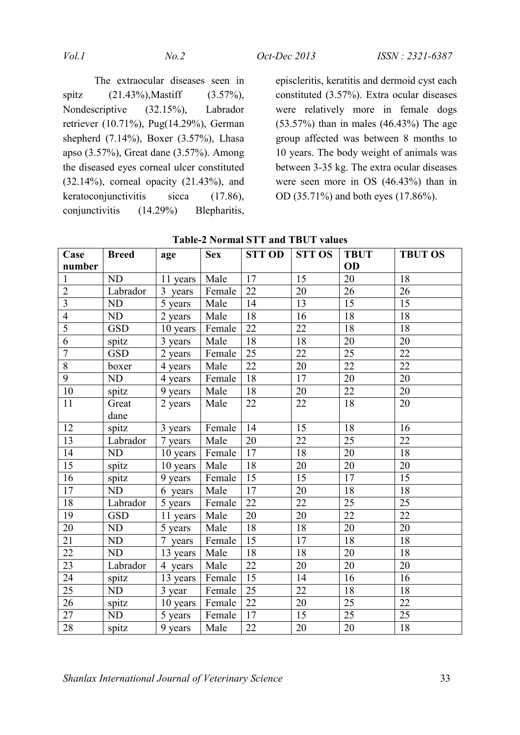The extraocular diseases seen in spitz (21.43%),Mastiff (3.57%), Nondescriptive (32.15%), Labrador retriever (10.71%), Pug(14.29%), German shepherd (7.14%), Boxer (3.57%), Lhasa apso (3.57%), Great dane (3.57%). Among the diseased eyes corneal ulcer constituted (32.14%), corneal opacity (21.43%), and keratoconjunctivitis sicca (17.86), conjunctivitis (14.29%) Blepharitis, episcleritis, keratitis and dermoid cyst each constituted (3.57%). Extra ocular diseases were relatively more in female dogs (53.57%) than in males (46.43%) The age group affected was between 8 months to 10 years. The body weight of animals was between 3-35 kg. The extra ocular diseases were seen more in OS (46.43%) than in OD (35.71%) and both eyes (17.86%).

**Table-2 Normal STT and TBUT values**

| Case number | Breed | age | Sex | STT OD | STT OS | TBUT OD | TBUT OS |
|---|---|---|---|---|---|---|---|
| 1 | ND | 11 years | Male | 17 | 15 | 20 | 18 |
| 2 | Labrador | 3 years | Female | 22 | 20 | 26 | 26 |
| 3 | ND | 5 years | Male | 14 | 13 | 15 | 15 |
| 4 | ND | 2 years | Male | 18 | 16 | 18 | 18 |
| 5 | GSD | 10 years | Female | 22 | 22 | 18 | 18 |
| 6 | spitz | 3 years | Male | 18 | 18 | 20 | 20 |
| 7 | GSD | 2 years | Female | 25 | 22 | 25 | 22 |
| 8 | boxer | 4 years | Male | 22 | 20 | 22 | 22 |
| 9 | ND | 4 years | Female | 18 | 17 | 20 | 20 |
| 10 | spitz | 9 years | Male | 18 | 20 | 22 | 20 |
| 11 | Great dane | 2 years | Male | 22 | 22 | 18 | 20 |
| 12 | spitz | 3 years | Female | 14 | 15 | 18 | 16 |
| 13 | Labrador | 7 years | Male | 20 | 22 | 25 | 22 |
| 14 | ND | 10 years | Female | 17 | 18 | 20 | 18 |
| 15 | spitz | 10 years | Male | 18 | 20 | 20 | 20 |
| 16 | spitz | 9 years | Female | 15 | 15 | 17 | 15 |
| 17 | ND | 6 years | Male | 17 | 20 | 18 | 18 |
| 18 | Labrador | 5 years | Female | 22 | 22 | 25 | 25 |
| 19 | GSD | 11 years | Male | 20 | 20 | 22 | 22 |
| 20 | ND | 5 years | Male | 18 | 18 | 20 | 20 |
| 21 | ND | 7 years | Female | 15 | 17 | 18 | 18 |
| 22 | ND | 13 years | Male | 18 | 18 | 20 | 18 |
| 23 | Labrador | 4 years | Male | 22 | 20 | 20 | 20 |
| 24 | spitz | 13 years | Female | 15 | 14 | 16 | 16 |
| 25 | ND | 3 year | Female | 25 | 22 | 18 | 18 |
| 26 | spitz | 10 years | Female | 22 | 20 | 25 | 22 |
| 27 | ND | 5 years | Female | 17 | 15 | 25 | 25 |
| 28 | spitz | 9 years | Male | 22 | 20 | 20 | 18 |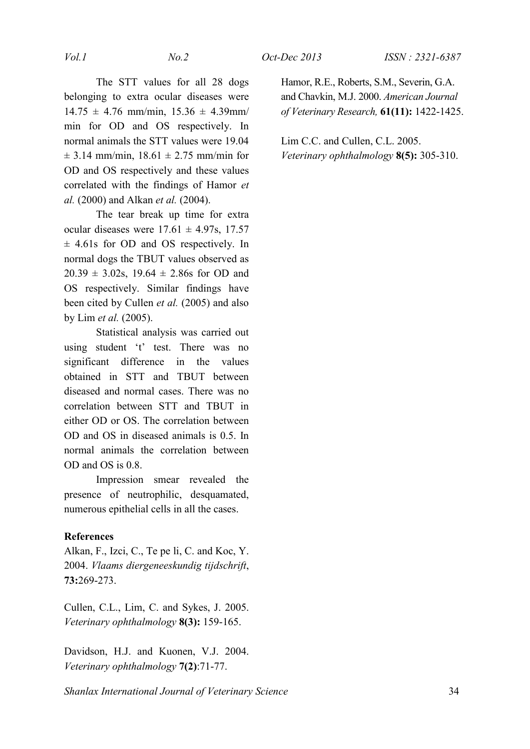The STT values for all 28 dogs belonging to extra ocular diseases were $14.75 \pm 4.76$ mm/min, $15.36 \pm 4.39$mm/min for OD and OS respectively. In normal animals the STT values were $19.04 \pm 3.14$ mm/min, $18.61 \pm 2.75$ mm/min for OD and OS respectively and these values correlated with the findings of Hamor *et al.* (2000) and Alkan *et al.* (2004).

The tear break up time for extra ocular diseases were $17.61 \pm 4.97$s, $17.57 \pm 4.61$s for OD and OS respectively. In normal dogs the TBUT values observed as $20.39 \pm 3.02$s, $19.64 \pm 2.86$s for OD and OS respectively. Similar findings have been cited by Cullen *et al.* (2005) and also by Lim *et al.* (2005).

Statistical analysis was carried out using student 't' test. There was no significant difference in the values obtained in STT and TBUT between diseased and normal cases. There was no correlation between STT and TBUT in either OD or OS. The correlation between OD and OS in diseased animals is 0.5. In normal animals the correlation between OD and OS is 0.8.

Impression smear revealed the presence of neutrophilic, desquamated, numerous epithelial cells in all the cases.

**References**

Alkan, F., Izci, C., Te pe li, C. and Koc, Y. 2004. *Vlaams diergeneeskundig tijdschrift*, **73:**269-273.

Cullen, C.L., Lim, C. and Sykes, J. 2005. *Veterinary ophthalmology* **8(3):** 159-165.

Davidson, H.J. and Kuonen, V.J. 2004. *Veterinary ophthalmology* **7(2)**:71-77.

Hamor, R.E., Roberts, S.M., Severin, G.A. and Chavkin, M.J. 2000. *American Journal of Veterinary Research,* **61(11):** 1422-1425.

Lim C.C. and Cullen, C.L. 2005. *Veterinary ophthalmology* **8(5):** 305-310.